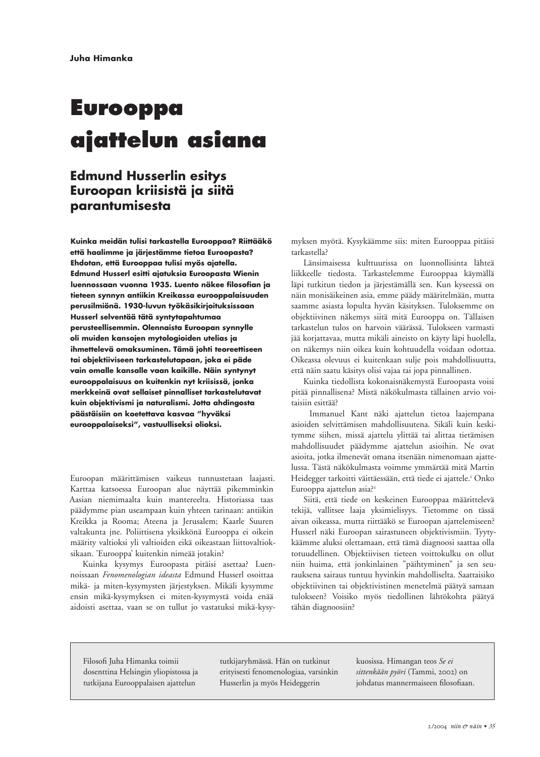**Juha Himanka**

# Eurooppa ajattelun asiana

## Edmund Husserlin esitys Euroopan kriisistä ja siitä parantumisesta

**Kuinka meidän tulisi tarkastella Eurooppaa? Riittääkö että haalimme ja järjestämme tietoa Euroopasta? Ehdotan, että Eurooppaa tulisi myös ajatella. Edmund Husserl esitti ajatuksia Euroopasta Wienin luennossaan vuonna 1935. Luento näkee filosofian ja tieteen synnyn antiikin Kreikassa eurooppalaisuuden perusilmiönä. 1930-luvun työkäsikirjoituksissaan Husserl selventää tätä syntytapahtumaa perusteellisemmin. Olennaista Euroopan synnylle oli muiden kansojen mytologioiden utelias ja ihmettelevä omaksuminen. Tämä johti teoreettiseen tai objektiiviseen tarkastelutapaan, joka ei päde vain omalle kansalle vaan kaikille. Näin syntynyt eurooppalaisuus on kuitenkin nyt kriisissä, jonka merkkeinä ovat sellaiset pinnalliset tarkastelutavat kuin objektivismi ja naturalismi. Jotta ahdingosta päästäisiin on koetettava kasvaa "hyväksi eurooppalaiseksi", vastuulliseksi olioksi.**

Euroopan määrittämisen vaikeus tunnustetaan laajasti. Karttaa katsoessa Euroopan alue näyttää pikemminkin Aasian niemimaalta kuin mantereelta. Historiassa taas päädymme pian useampaan kuin yhteen tarinaan: antiikin Kreikka ja Rooma; Ateena ja Jerusalem; Kaarle Suuren valtakunta jne. Poliittisena yksikkönä Eurooppa ei oikein määrity valtioksi yli valtioiden eikä oikeastaan liittovaltioksikaan. 'Eurooppa' kuitenkin nimeää jotakin?

Kuinka kysymys Euroopasta pitäisi asettaa? Luennoissaan *Fenomenologian ideasta* Edmund Husserl osoittaa mikä- ja miten-kysymysten järjestyksen. Mikäli kysymme ensin mikä-kysymyksen ei miten-kysymystä voida enää aidoisti asettaa, vaan se on tullut jo vastatuksi mikä-kysymyksen myötä. Kysykäämme siis: miten Eurooppaa pitäisi tarkastella?

Länsimaisessa kulttuurissa on luonnollisinta lähteä liikkeelle tiedosta. Tarkastelemme Eurooppaa käymällä läpi tutkitun tiedon ja järjestämällä sen. Kun kyseessä on näin monisäikeinen asia, emme päädy määritelmään, mutta saamme asiasta lopulta hyvän käsityksen. Tuloksemme on objektiivinen näkemys siitä mitä Eurooppa on. Tällaisen tarkastelun tulos on harvoin väärässä. Tulokseen varmasti jää korjattavaa, mutta mikäli aineisto on käyty läpi huolella, on näkemys niin oikea kuin kohtuudella voidaan odottaa. Oikeassa olevuus ei kuitenkaan sulje pois mahdollisuutta, että näin saatu käsitys olisi vajaa tai jopa pinnallinen.

Kuinka tiedollista kokonaisnäkemystä Euroopasta voisi pitää pinnallisena? Mistä näkökulmasta tällainen arvio voitaisiin esittää?

Immanuel Kant näki ajattelun tietoa laajempana asioiden selvittämisen mahdollisuutena. Sikäli kuin keskitymme siihen, missä ajattelu ylittää tai alittaa tietämisen mahdollisuudet päädymme ajattelun asioihin. Ne ovat asioita, jotka ilmenevät omana itsenään nimenomaan ajattelussa. Tästä näkökulmasta voimme ymmärtää mitä Martin Heidegger tarkoitti väittäessään, että tiede ei ajattele.[1] Onko Eurooppa ajattelun asia?[2]

Siitä, että tiede on keskeinen Eurooppaa määrittelevä tekijä, vallitsee laaja yksimielisyys. Tietomme on tässä aivan oikeassa, mutta riittääkö se Euroopan ajattelemiseen? Husserl näki Euroopan sairastuneen objektivismiin. Tyytykäämme aluksi olettamaan, että tämä diagnoosi saattaa olla totuudellinen. Objektiivisen tieteen voittokulku on ollut niin huima, että jonkinlainen "päihtyminen" ja sen seurauksena sairaus tuntuu hyvinkin mahdolliselta. Saattaisiko objektiivinen tai objektivistinen menetelmä päätyä samaan tulokseen? Voisiko myös tiedollinen lähtökohta päätyä tähän diagnoosiin?

Filosofi Juha Himanka toimii dosenttina Helsingin yliopistossa ja tutkijana Eurooppalaisen ajattelun tutkijaryhmässä. Hän on tutkinut erityisesti fenomenologiaa, varsinkin Husserlin ja myös Heideggerin kuosissa. Himangan teos *Se ei sittenkään pyöri* (Tammi, 2002) on johdatus mannermaiseen filosofiaan.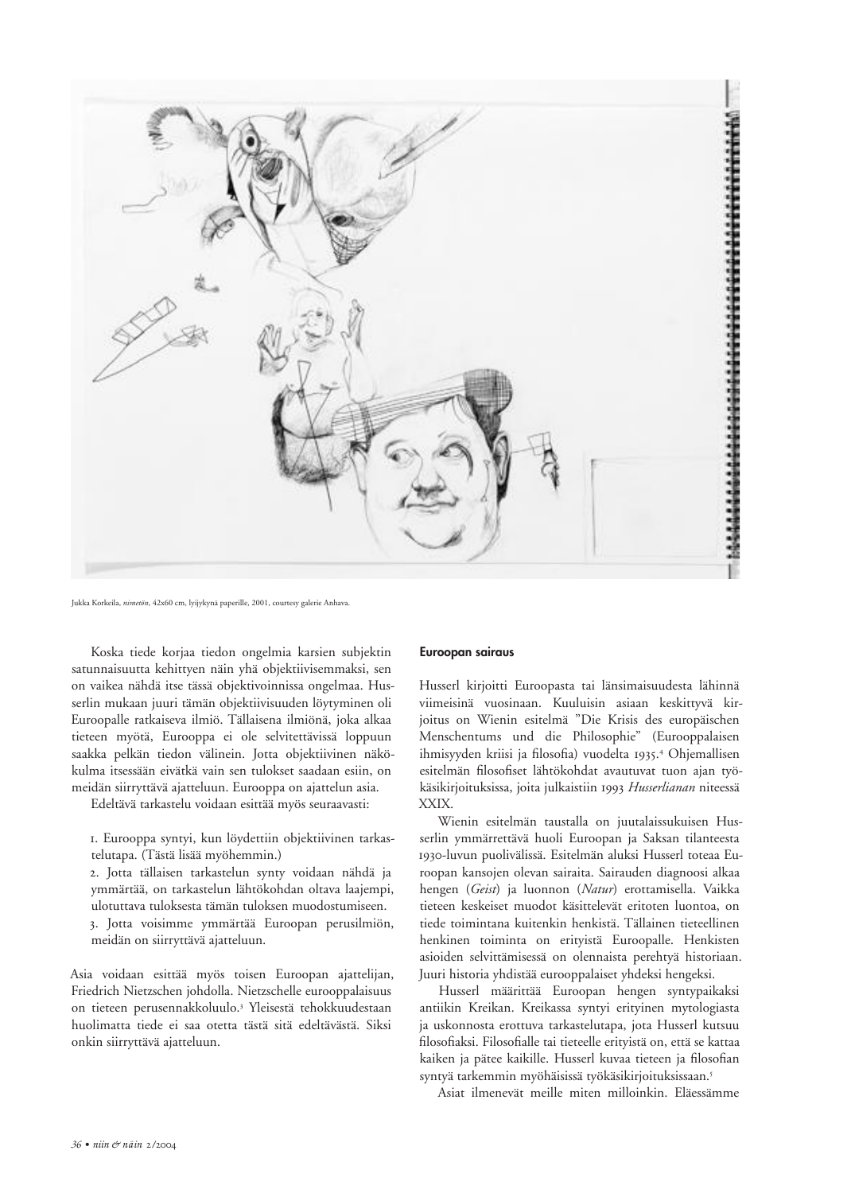Jukka Korkeila, *nimetön*, 42x60 cm, lyijykynä paperille, 2001, courtesy galerie Anhava.

Koska tiede korjaa tiedon ongelmia karsien subjektin satunnaisuutta kehittyen näin yhä objektiivisemmaksi, sen on vaikea nähdä itse tässä objektivoinnissa ongelmaa. Husserlin mukaan juuri tämän objektiivisuuden löytyminen oli Euroopalle ratkaiseva ilmiö. Tällaisena ilmiönä, joka alkaa tieteen myötä, Eurooppa ei ole selvitettävissä loppuun saakka pelkän tiedon välinein. Jotta objektiivinen näkökulma itsessään eivätkä vain sen tulokset saadaan esiin, on meidän siirryttävä ajatteluun. Eurooppa on ajattelun asia.

Edeltävä tarkastelu voidaan esittää myös seuraavasti:

1. Eurooppa syntyi, kun löydettiin objektiivinen tarkastelutapa. (Tästä lisää myöhemmin.)
2. Jotta tällaisen tarkastelun synty voidaan nähdä ja ymmärtää, on tarkastelun lähtökohdan oltava laajempi, ulotuttava tuloksesta tämän tuloksen muodostumiseen.
3. Jotta voisimme ymmärtää Euroopan perusilmiön, meidän on siirryttävä ajatteluun.

Asia voidaan esittää myös toisen Euroopan ajattelijan, Friedrich Nietzschen johdolla. Nietzschelle eurooppalaisuus on tieteen perusennakkoluulo.[3] Yleisestä tehokkuudestaan huolimatta tiede ei saa otetta tästä sitä edeltävästä. Siksi onkin siirryttävä ajatteluun.

### Euroopan sairaus

Husserl kirjoitti Euroopasta tai länsimaisuudesta lähinnä viimeisinä vuosinaan. Kuuluisin asiaan keskittyvä kirjoitus on Wienin esitelmä "Die Krisis des europäischen Menschentums und die Philosophie" (Eurooppalaisen ihmisyyden kriisi ja filosofia) vuodelta 1935.[4] Ohjemallisen esitelmän filosofiset lähtökohdat avautuvat tuon ajan työkäsikirjoituksissa, joita julkaistiin 1993 *Husserlianan* niteessä XXIX.

Wienin esitelmän taustalla on juutalaissukuisen Husserlin ymmärrettävä huoli Euroopan ja Saksan tilanteesta 1930-luvun puolivälissä. Esitelmän aluksi Husserl toteaa Euroopan kansojen olevan sairaita. Sairauden diagnoosi alkaa hengen (*Geist*) ja luonnon (*Natur*) erottamisella. Vaikka tieteen keskeiset muodot käsittelevät eritoten luontoa, on tiede toimintana kuitenkin henkistä. Tällainen tieteellinen henkinen toiminta on erityistä Euroopalle. Henkisten asioiden selvittämisessä on olennaista perehtyä historiaan. Juuri historia yhdistää eurooppalaiset yhdeksi hengeksi.

Husserl määrittää Euroopan hengen syntypaikaksi antiikin Kreikan. Kreikassa syntyi erityinen mytologiasta ja uskonnosta erottuva tarkastelutapa, jota Husserl kutsuu filosofiaksi. Filosofialle tai tieteelle erityistä on, että se kattaa kaiken ja pätee kaikille. Husserl kuvaa tieteen ja filosofian syntyä tarkemmin myöhäisissä työkäsikirjoituksissaan.[5]

Asiat ilmenevät meille miten milloinkin. Eläessämme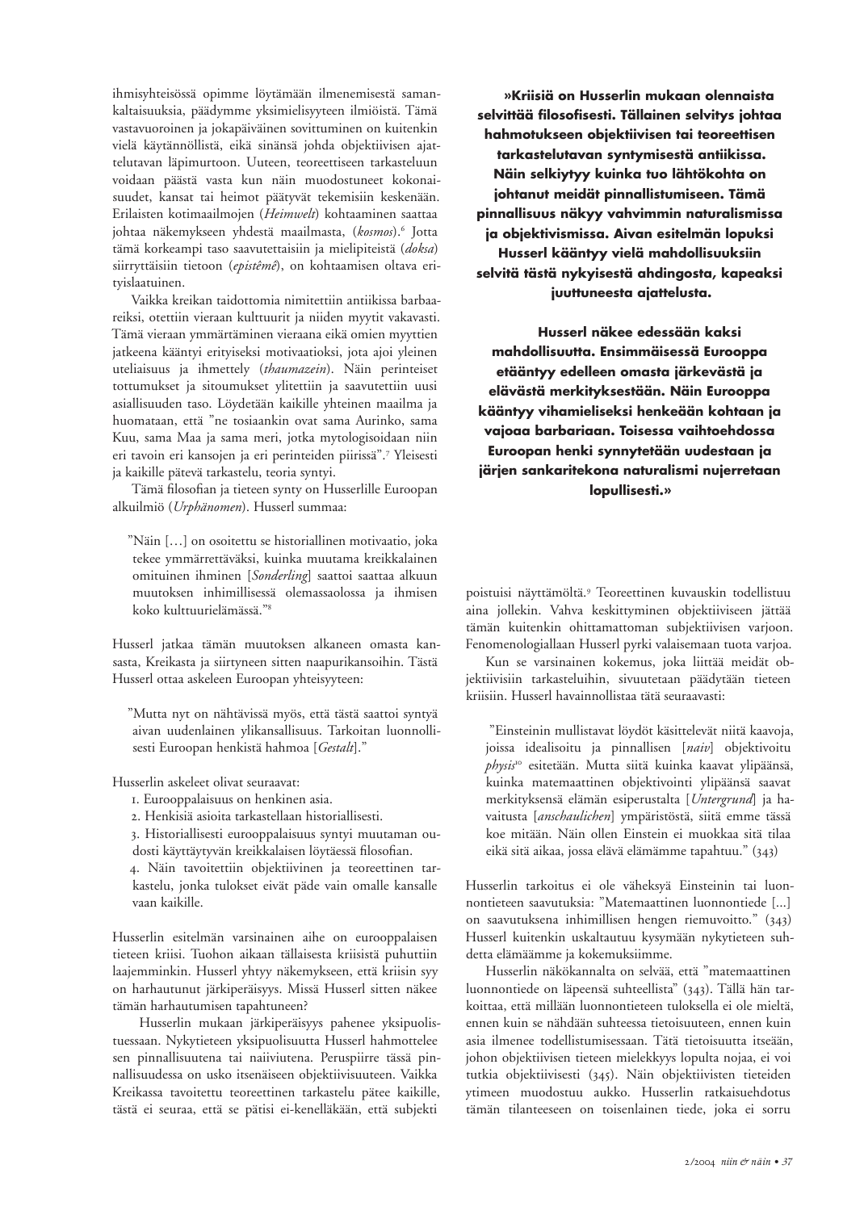ihmisyhteisössä opimme löytämään ilmenemisestä samankaltaisuuksia, päädymme yksimielisyyteen ilmiöistä. Tämä vastavuoroinen ja jokapäiväinen sovittuminen on kuitenkin vielä käytännöllistä, eikä sinänsä johda objektiivisen ajattelutavan läpimurtoon. Uuteen, teoreettiseen tarkasteluun voidaan päästä vasta kun näin muodostuneet kokonaisuudet, kansat tai heimot päätyvät tekemisiin keskenään. Erilaisten kotimaailmojen (*Heimwelt*) kohtaaminen saattaa johtaa näkemykseen yhdestä maailmasta, (*kosmos*).[6] Jotta tämä korkeampi taso saavutettaisiin ja mielipiteistä (*doksa*) siirryttäisiin tietoon (*epistêmê*), on kohtaamisen oltava erityislaatuinen.

Vaikka kreikan taidottomia nimitettiin antiikissa barbaareiksi, otettiin vieraan kulttuurit ja niiden myytit vakavasti. Tämä vieraan ymmärtäminen vieraana eikä omien myyttien jatkeena kääntyi erityiseksi motivaatioksi, jota ajoi yleinen uteliaisuus ja ihmettely (*thaumazein*). Näin perinteiset tottumukset ja sitoumukset ylitettiin ja saavutettiin uusi asiallisuuden taso. Löydetään kaikille yhteinen maailma ja huomataan, että "ne tosiaankin ovat sama Aurinko, sama Kuu, sama Maa ja sama meri, jotka mytologisoidaan niin eri tavoin eri kansojen ja eri perinteiden piirissä".[7] Yleisesti ja kaikille pätevä tarkastelu, teoria syntyi.

Tämä filosofian ja tieteen synty on Husserlille Euroopan alkuilmiö (*Urphänomen*). Husserl summaa:

> "Näin […] on osoitettu se historiallinen motivaatio, joka tekee ymmärrettäväksi, kuinka muutama kreikkalainen omituinen ihminen [*Sonderling*] saattoi saattaa alkuun muutoksen inhimillisessä olemassaolossa ja ihmisen koko kulttuurielämässä."[8]

Husserl jatkaa tämän muutoksen alkaneen omasta kansasta, Kreikasta ja siirtyneen sitten naapurikansoihin. Tästä Husserl ottaa askeleen Euroopan yhteisyyteen:

> "Mutta nyt on nähtävissä myös, että tästä saattoi syntyä aivan uudenlainen ylikansallisuus. Tarkoitan luonnollisesti Euroopan henkistä hahmoa [*Gestalt*]."

Husserlin askeleet olivat seuraavat:

1. Eurooppalaisuus on henkinen asia.
2. Henkisiä asioita tarkastellaan historiallisesti.
3. Historiallisesti eurooppalaisuus syntyi muutaman oudosti käyttäytyvän kreikkalaisen löytäessä filosofian.
4. Näin tavoitettiin objektiivinen ja teoreettinen tarkastelu, jonka tulokset eivät päde vain omalle kansalle vaan kaikille.

Husserlin esitelmän varsinainen aihe on eurooppalaisen tieteen kriisi. Tuohon aikaan tällaisesta kriisistä puhuttiin laajemminkin. Husserl yhtyy näkemykseen, että kriisin syy on harhautunut järkiperäisyys. Missä Husserl sitten näkee tämän harhautumisen tapahtuneen?

Husserlin mukaan järkiperäisyys pahenee yksipuolistuessaan. Nykytieteen yksipuolisuutta Husserl hahmottelee sen pinnallisuutena tai naiiviutena. Peruspiirre tässä pinnallisuudessa on usko itsenäiseen objektiivisuuteen. Vaikka Kreikassa tavoitettu teoreettinen tarkastelu pätee kaikille, tästä ei seuraa, että se pätisi ei-kenelläkään, että subjekti poistuisi näyttämöltä.[9] Teoreettinen kuvauskin todellistuu aina jollekin. Vahva keskittyminen objektiiviseen jättää tämän kuitenkin ohittamattoman subjektiivisen varjoon. Fenomenologiallaan Husserl pyrki valaisemaan tuota varjoa.

**»Kriisiä on Husserlin mukaan olennaista selvittää filosofisesti. Tällainen selvitys johtaa hahmotukseen objektiivisen tai teoreettisen tarkastelutavan syntymisestä antiikissa. Näin selkiytyy kuinka tuo lähtökohta on johtanut meidät pinnallistumiseen. Tämä pinnallisuus näkyy vahvimmin naturalismissa ja objektivismissa. Aivan esitelmän lopuksi Husserl kääntyy vielä mahdollisuuksiin selvitä tästä nykyisestä ahdingosta, kapeaksi juuttuneesta ajattelusta.**

**Husserl näkee edessään kaksi mahdollisuutta. Ensimmäisessä Eurooppa etääntyy edelleen omasta järkevästä ja elävästä merkityksestään. Näin Eurooppa kääntyy vihamieliseksi henkeään kohtaan ja vajoaa barbariaan. Toisessa vaihtoehdossa Euroopan henki synnytetään uudestaan ja järjen sankaritekona naturalismi nujerretaan lopullisesti.»**

Kun se varsinainen kokemus, joka liittää meidät objektiivisiin tarkasteluihin, sivuutetaan päädytään tieteen kriisiin. Husserl havainnollistaa tätä seuraavasti:

> "Einsteinin mullistavat löydöt käsittelevät niitä kaavoja, joissa idealisoitu ja pinnallisen [*naiv*] objektivoitu *physis*[10] esitetään. Mutta siitä kuinka kaavat ylipäänsä, kuinka matemaattinen objektivointi ylipäänsä saavat merkityksensä elämän esiperustalta [*Untergrund*] ja havaitusta [*anschaulichen*] ympäristöstä, siitä emme tässä koe mitään. Näin ollen Einstein ei muokkaa sitä tilaa eikä sitä aikaa, jossa elävä elämämme tapahtuu." (343)

Husserlin tarkoitus ei ole väheksyä Einsteinin tai luonnontieteen saavutuksia: "Matemaattinen luonnontiede [...] on saavutuksena inhimillisen hengen riemuvoitto." (343) Husserl kuitenkin uskaltautuu kysymään nykytieteen suhdetta elämäämme ja kokemuksiimme.

Husserlin näkökannalta on selvää, että "matemaattinen luonnontiede on läpeensä suhteellista" (343). Tällä hän tarkoittaa, että millään luonnontieteen tuloksella ei ole mieltä, ennen kuin se nähdään suhteessa tietoisuuteen, ennen kuin asia ilmenee todellistumisessaan. Tätä tietoisuutta itseään, johon objektiivisen tieteen mielekkyys lopulta nojaa, ei voi tutkia objektiivisesti (345). Näin objektiivisten tieteiden ytimeen muodostuu aukko. Husserlin ratkaisuehdotus tämän tilanteeseen on toisenlainen tiede, joka ei sorru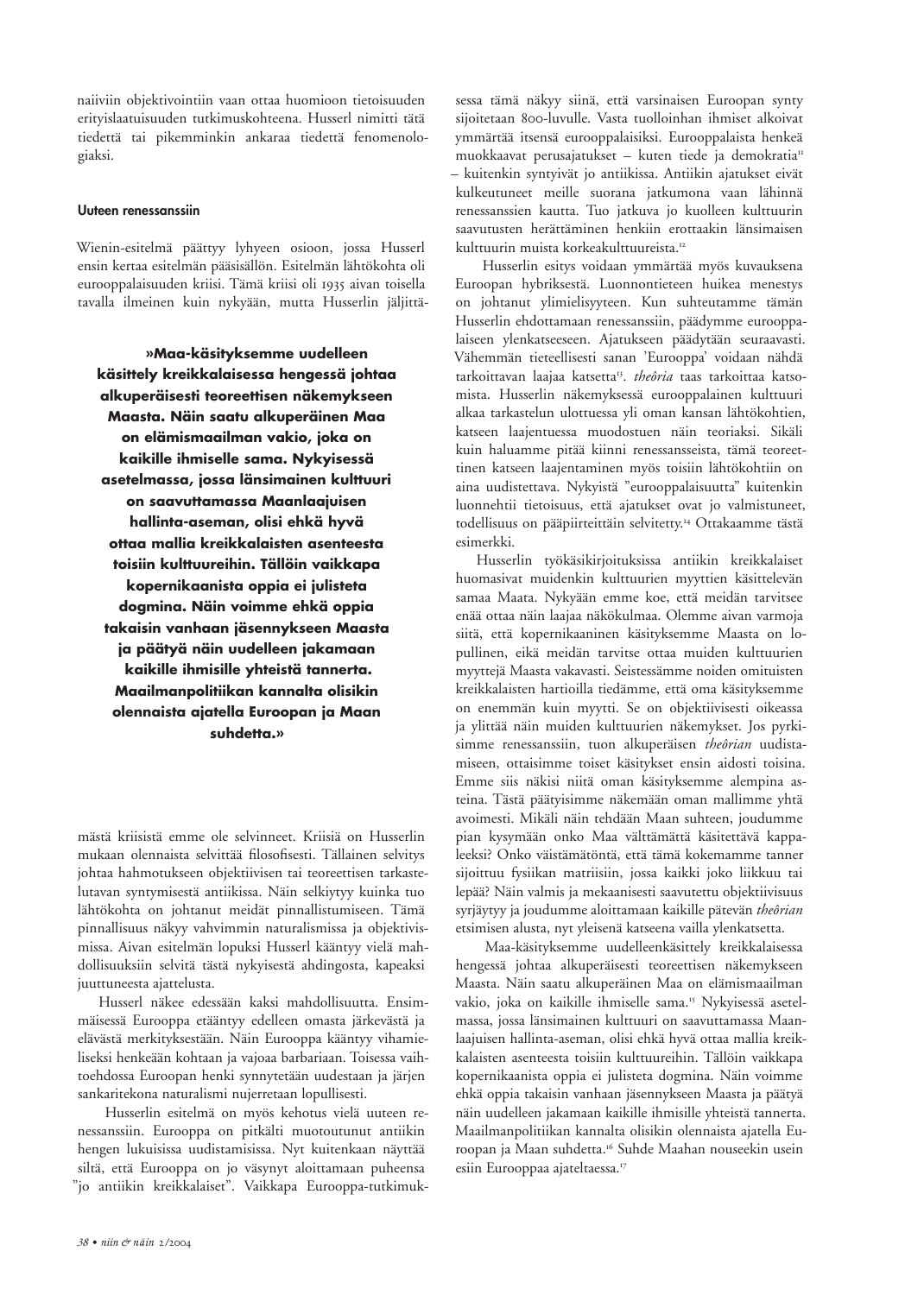naiiviin objektivointiin vaan ottaa huomioon tietoisuuden erityislaatuisuuden tutkimuskohteena. Husserl nimitti tätä tiedettä tai pikemminkin ankaraa tiedettä fenomenologiaksi.

#### Uuteen renessanssiin

Wienin-esitelmä päättyy lyhyeen osioon, jossa Husserl ensin kertaa esitelmän pääsisällön. Esitelmän lähtökohta oli eurooppalaisuuden kriisi. Tämä kriisi oli 1935 aivan toisella tavalla ilmeinen kuin nykyään, mutta Husserlin jäljittämästä kriisistä emme ole selvinneet. Kriisiä on Husserlin mukaan olennaista selvittää filosofisesti. Tällainen selvitys johtaa hahmotukseen objektiivisen tai teoreettisen tarkastelutavan syntymisestä antiikissa. Näin selkiytyy kuinka tuo lähtökohta on johtanut meidät pinnallistumiseen. Tämä pinnallisuus näkyy vahvimmin naturalismissa ja objektivismissa. Aivan esitelmän lopuksi Husserl kääntyy vielä mahdollisuuksiin selvitä tästä nykyisestä ahdingosta, kapeaksi juuttuneesta ajattelusta.

**»Maa-käsityksemme uudelleen käsittely kreikkalaisessa hengessä johtaa alkuperäisesti teoreettisen näkemykseen Maasta. Näin saatu alkuperäinen Maa on elämismaailman vakio, joka on kaikille ihmiselle sama. Nykyisessä asetelmassa, jossa länsimainen kulttuuri on saavuttamassa Maanlaajuisen hallinta-aseman, olisi ehkä hyvä ottaa mallia kreikkalaisten asenteesta toisiin kulttuureihin. Tällöin vaikkapa kopernikaanista oppia ei julisteta dogmina. Näin voimme ehkä oppia takaisin vanhaan jäsennykseen Maasta ja päätyä näin uudelleen jakamaan kaikille ihmisille yhteistä tannerta. Maailmanpolitiikan kannalta olisikin olennaista ajatella Euroopan ja Maan suhdetta.»**

Husserl näkee edessään kaksi mahdollisuutta. Ensimmäisessä Eurooppa etääntyy edelleen omasta järkevästä ja elävästä merkityksestään. Näin Eurooppa kääntyy vihamieliseksi henkeään kohtaan ja vajoaa barbariaan. Toisessa vaihtoehdossa Euroopan henki synnytetään uudestaan ja järjen sankaritekona naturalismi nujerretaan lopullisesti.

Husserlin esitelmä on myös kehotus vielä uuteen renessanssiin. Eurooppa on pitkälti muotoutunut antiikin hengen lukuisissa uudistamisissa. Nyt kuitenkaan näyttää siltä, että Eurooppa on jo väsynyt aloittamaan puheensa "jo antiikin kreikkalaiset". Vaikkapa Eurooppa-tutkimuksessa tämä näkyy siinä, että varsinaisen Euroopan synty sijoitetaan 800-luvulle. Vasta tuolloinhan ihmiset alkoivat ymmärtää itsensä eurooppalaisiksi. Eurooppalaista henkeä muokkaavat perusajatukset – kuten tiede ja demokratia[11] – kuitenkin syntyivät jo antiikissa. Antiikin ajatukset eivät kulkeutuneet meille suorana jatkumona vaan lähinnä renessanssien kautta. Tuo jatkuva jo kuolleen kulttuurin saavutusten herättäminen henkiin erottaakin länsimaisen kulttuurin muista korkeakulttuureista.[12]

Husserlin esitys voidaan ymmärtää myös kuvauksena Euroopan hybriksestä. Luonnontieteen huikea menestys on johtanut ylimielisyyteen. Kun suhteutamme tämän Husserlin ehdottamaan renessanssiin, päädymme eurooppalaiseen ylenkatseeseen. Ajatukseen päädytään seuraavasti. Vähemmän tieteellisesti sanan 'Eurooppa' voidaan nähdä tarkoittavan laajaa katsetta[13]. *theôria* taas tarkoittaa katsomista. Husserlin näkemyksessä eurooppalainen kulttuuri alkaa tarkastelun ulottuessa yli oman kansan lähtökohtien, katseen laajentuessa muodostuen näin teoriaksi. Sikäli kuin haluamme pitää kiinni renessansseista, tämä teoreettinen katseen laajentaminen myös toisiin lähtökohtiin on aina uudistettava. Nykyistä "eurooppalaisuutta" kuitenkin luonnehtii tietoisuus, että ajatukset ovat jo valmistuneet, todellisuus on pääpiirteittäin selvitetty.[14] Ottakaamme tästä esimerkki.

Husserlin työkäsikirjoituksissa antiikin kreikkalaiset huomasivat muidenkin kulttuurien myyttien käsittelevän samaa Maata. Nykyään emme koe, että meidän tarvitsee enää ottaa näin laajaa näkökulmaa. Olemme aivan varmoja siitä, että kopernikaaninen käsityksemme Maasta on lopullinen, eikä meidän tarvitse ottaa muiden kulttuurien myyttejä Maasta vakavasti. Seistessämme noiden omituisten kreikkalaisten hartioilla tiedämme, että oma käsityksemme on enemmän kuin myytti. Se on objektiivisesti oikeassa ja ylittää näin muiden kulttuurien näkemykset. Jos pyrkisimme renessanssiin, tuon alkuperäisen *theôrian* uudistamiseen, ottaisimme toiset käsitykset ensin aidosti toisina. Emme siis näkisi niitä oman käsityksemme alempina asteina. Tästä päätyisimme näkemään oman mallimme yhtä avoimesti. Mikäli näin tehdään Maan suhteen, joudumme pian kysymään onko Maa välttämättä käsitettävä kappaleeksi? Onko väistämätöntä, että tämä kokemamme tanner sijoittuu fysiikan matriisiin, jossa kaikki joko liikkuu tai lepää? Näin valmis ja mekaanisesti saavutettu objektiivisuus syrjäytyy ja joudumme aloittamaan kaikille pätevän *theôrian* etsimisen alusta, nyt yleisenä katseena vailla ylenkatsetta.

Maa-käsityksemme uudelleenkäsittely kreikkalaisessa hengessä johtaa alkuperäisesti teoreettisen näkemykseen Maasta. Näin saatu alkuperäinen Maa on elämismaailman vakio, joka on kaikille ihmiselle sama.[15] Nykyisessä asetelmassa, jossa länsimainen kulttuuri on saavuttamassa Maanlaajuisen hallinta-aseman, olisi ehkä hyvä ottaa mallia kreikkalaisten asenteesta toisiin kulttuureihin. Tällöin vaikkapa kopernikaanista oppia ei julisteta dogmina. Näin voimme ehkä oppia takaisin vanhaan jäsennykseen Maasta ja päätyä näin uudelleen jakamaan kaikille ihmisille yhteistä tannerta. Maailmanpolitiikan kannalta olisikin olennaista ajatella Euroopan ja Maan suhdetta.[16] Suhde Maahan nouseekin usein esiin Eurooppaa ajateltaessa.[17]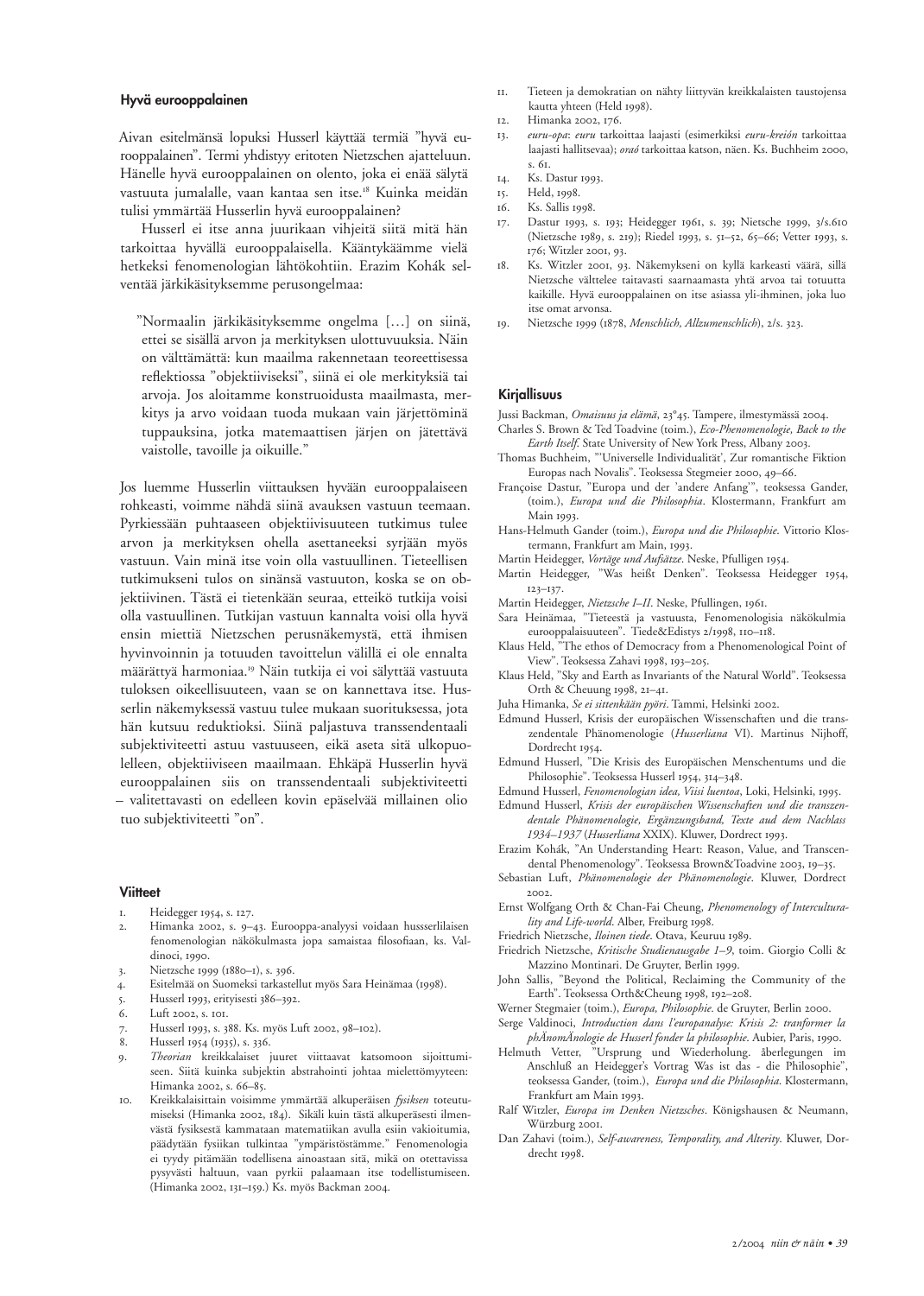### Hyvä eurooppalainen

Aivan esitelmänsä lopuksi Husserl käyttää termiä "hyvä eurooppalainen". Termi yhdistyy eritoten Nietzschen ajatteluun. Hänelle hyvä eurooppalainen on olento, joka ei enää sälytä vastuuta jumalalle, vaan kantaa sen itse.[18] Kuinka meidän tulisi ymmärtää Husserlin hyvä eurooppalainen?

Husserl ei itse anna juurikaan vihjeitä siitä mitä hän tarkoittaa hyvällä eurooppalaisella. Kääntykäämme vielä hetkeksi fenomenologian lähtökohtiin. Erazim Kohák selventää järkikäsityksemme perusongelmaa:

> "Normaalin järkikäsityksemme ongelma […] on siinä, ettei se sisällä arvon ja merkityksen ulottuvuuksia. Näin on välttämättä: kun maailma rakennetaan teoreettisessa reflektiossa "objektiiviseksi", siinä ei ole merkityksiä tai arvoja. Jos aloitamme konstruoidusta maailmasta, merkitys ja arvo voidaan tuoda mukaan vain järjettöminä tuppauksina, jotka matemaattisen järjen on jätettävä vaistolle, tavoille ja oikuille."

Jos luemme Husserlin viittauksen hyvään eurooppalaiseen rohkeasti, voimme nähdä siinä avauksen vastuun teemaan. Pyrkiessään puhtaaseen objektiivisuuteen tutkimus tulee arvon ja merkityksen ohella asettaneeksi syrjään myös vastuun. Vain minä itse voin olla vastuullinen. Tieteellisen tutkimukseni tulos on sinänsä vastuuton, koska se on objektiivinen. Tästä ei tietenkään seuraa, etteikö tutkija voisi olla vastuullinen. Tutkijan vastuun kannalta voisi olla hyvä ensin miettiä Nietzschen perusnäkemystä, että ihmisen hyvinvoinnin ja totuuden tavoittelun välillä ei ole ennalta määrättyä harmoniaa.[19] Näin tutkija ei voi sälyttää vastuuta tuloksen oikeellisuuteen, vaan se on kannettava itse. Husserlin näkemyksessä vastuu tulee mukaan suorituksessa, jota hän kutsuu reduktioksi. Siinä paljastuva transsendentaali subjektiviteetti astuu vastuuseen, eikä aseta sitä ulkopuolelleen, objektiiviseen maailmaan. Ehkäpä Husserlin hyvä eurooppalainen siis on transsendentaali subjektiviteetti – valitettavasti on edelleen kovin epäselvää millainen olio tuo subjektiviteetti "on".

### Viitteet

1. Heidegger 1954, s. 127.
2. Himanka 2002, s. 9–43. Eurooppa-analyysi voidaan hussserlilaisen fenomenologian näkökulmasta jopa samaistaa filosofiaan, ks. Valdinoci, 1990.
3. Nietzsche 1999 (1880–1), s. 396.
4. Esitelmää on Suomeksi tarkastellut myös Sara Heinämaa (1998).
5. Husserl 1993, erityisesti 386–392.
6. Luft 2002, s. 101.
7. Husserl 1993, s. 388. Ks. myös Luft 2002, 98–102).
8. Husserl 1954 (1935), s. 336.
9. *Theorian* kreikkalaiset juuret viittaavat katsomoon sijoittumiseen. Siitä kuinka subjektin abstrahointi johtaa mielettömyyteen: Himanka 2002, s. 66–85.
10. Kreikkalaisittain voisimme ymmärtää alkuperäisen *fysiksen* toteutumiseksi (Himanka 2002, 184). Sikäli kuin tästä alkuperäsesti ilmenvästä fysiksestä kammataan matematiikan avulla esiin vakioitumia, päädytään fysiikan tulkintaa "ympäristöstämme." Fenomenologia ei tyydy pitämään todellisena ainoastaan sitä, mikä on otettavissa pysyvästi haltuun, vaan pyrkii palaamaan itse todellistumiseen. (Himanka 2002, 131–159.) Ks. myös Backman 2004.
11. Tieteen ja demokratian on nähty liittyvän kreikkalaisten taustojensa kautta yhteen (Held 1998).
12. Himanka 2002, 176.
13. *euru-opa: euru* tarkoittaa laajasti (esimerkiksi *euru-kreiōn* tarkoittaa laajasti hallitsevaa); *oraō* tarkoittaa katson, näen. Ks. Buchheim 2000, s. 61.
14. Ks. Dastur 1993.
15. Held, 1998.
16. Ks. Sallis 1998.
17. Dastur 1993, s. 193; Heidegger 1961, s. 39; Nietsche 1999, 3/s.610 (Nietzsche 1989, s. 219); Riedel 1993, s. 51–52, 65–66; Vetter 1993, s. 176; Witzler 2001, 93.
18. Ks. Witzler 2001, 93. Näkemykseni on kyllä karkeasti väärä, sillä Nietzsche välttelee taitavasti saarnaamasta yhtä arvoa tai totuutta kaikille. Hyvä eurooppalainen on itse asiassa yli-ihminen, joka luo itse omat arvonsa.
19. Nietzsche 1999 (1878, *Menschlich, Allzumenschlich*), 2/s. 323.

### Kirjallisuus

Jussi Backman, *Omaisuus ja elämä*, 23°45. Tampere, ilmestymässä 2004.

Charles S. Brown & Ted Toadvine (toim.), *Eco-Phenomenologie, Back to the Earth Itself*. State University of New York Press, Albany 2003.

Thomas Buchheim, "'Universelle Individualität', Zur romantische Fiktion Europas nach Novalis". Teoksessa Stegmeier 2000, 49–66.

Françoise Dastur, "Europa und der 'andere Anfang'", teoksessa Gander, (toim.), *Europa und die Philosophia*. Klostermann, Frankfurt am Main 1993.

Hans-Helmuth Gander (toim.), *Europa und die Philosophie*. Vittorio Klostermann, Frankfurt am Main, 1993.

Martin Heidegger, *Vortäge und Aufsätze*. Neske, Pfulligen 1954.

Martin Heidegger, "Was heißt Denken". Teoksessa Heidegger 1954, 123–137.

Martin Heidegger, *Nietzsche I–II*. Neske, Pfullingen, 1961.

Sara Heinämaa, "Tieteestä ja vastuusta, Fenomenologisia näkökulmia eurooppalaisuuteen". Tiede&Edistys 2/1998, 110–118.

Klaus Held, "The ethos of Democracy from a Phenomenological Point of View". Teoksessa Zahavi 1998, 193–205.

Klaus Held, "Sky and Earth as Invariants of the Natural World". Teoksessa Orth & Cheuung 1998, 21–41.

Juha Himanka, *Se ei sittenkään pyöri*. Tammi, Helsinki 2002.

Edmund Husserl, Krisis der europäischen Wissenschaften und die transzendentale Phänomenologie (*Husserliana* VI). Martinus Nijhoff, Dordrecht 1954.

Edmund Husserl, "Die Krisis des Europäischen Menschentums und die Philosophie". Teoksessa Husserl 1954, 314–348.

Edmund Husserl, *Fenomenologian idea, Viisi luentoa*, Loki, Helsinki, 1995.

Edmund Husserl, *Krisis der europäischen Wissenschaften und die transzendentale Phänomenologie, Ergänzungsband, Texte aud dem Nachlass 1934–1937* (*Husserliana* XXIX). Kluwer, Dordrect 1993.

Erazim Kohák, "An Understanding Heart: Reason, Value, and Transcendental Phenomenology". Teoksessa Brown&Toadvine 2003, 19–35.

Sebastian Luft, *Phänomenologie der Phänomenologie*. Kluwer, Dordrect 2002.

Ernst Wolfgang Orth & Chan-Fai Cheung, *Phenomenology of Interculturality and Life-world*. Alber, Freiburg 1998.

Friedrich Nietzsche, *Iloinen tiede*. Otava, Keuruu 1989.

Friedrich Nietzsche, *Kritische Studienausgabe 1–9*, toim. Giorgio Colli & Mazzino Montinari. De Gruyter, Berlin 1999.

John Sallis, "Beyond the Political, Reclaiming the Community of the Earth". Teoksessa Orth&Cheung 1998, 192–208.

Werner Stegmaier (toim.), *Europa, Philosophie*. de Gruyter, Berlin 2000.

Serge Valdinoci, *Introduction dans l'europanalyse: Krisis 2: tranformer la phÄnomÄnologie de Husserl fonder la philosophie*. Aubier, Paris, 1990.

Helmuth Vetter, "Ursprung und Wiederholung. âberlegungen im Anschluß an Heidegger's Vortrag Was ist das - die Philosophie", teoksessa Gander, (toim.), *Europa und die Philosophia*. Klostermann, Frankfurt am Main 1993.

Ralf Witzler, *Europa im Denken Nietzsches*. Königshausen & Neumann, Würzburg 2001.

Dan Zahavi (toim.), *Self-awareness, Temporality, and Alterity*. Kluwer, Dordrecht 1998.